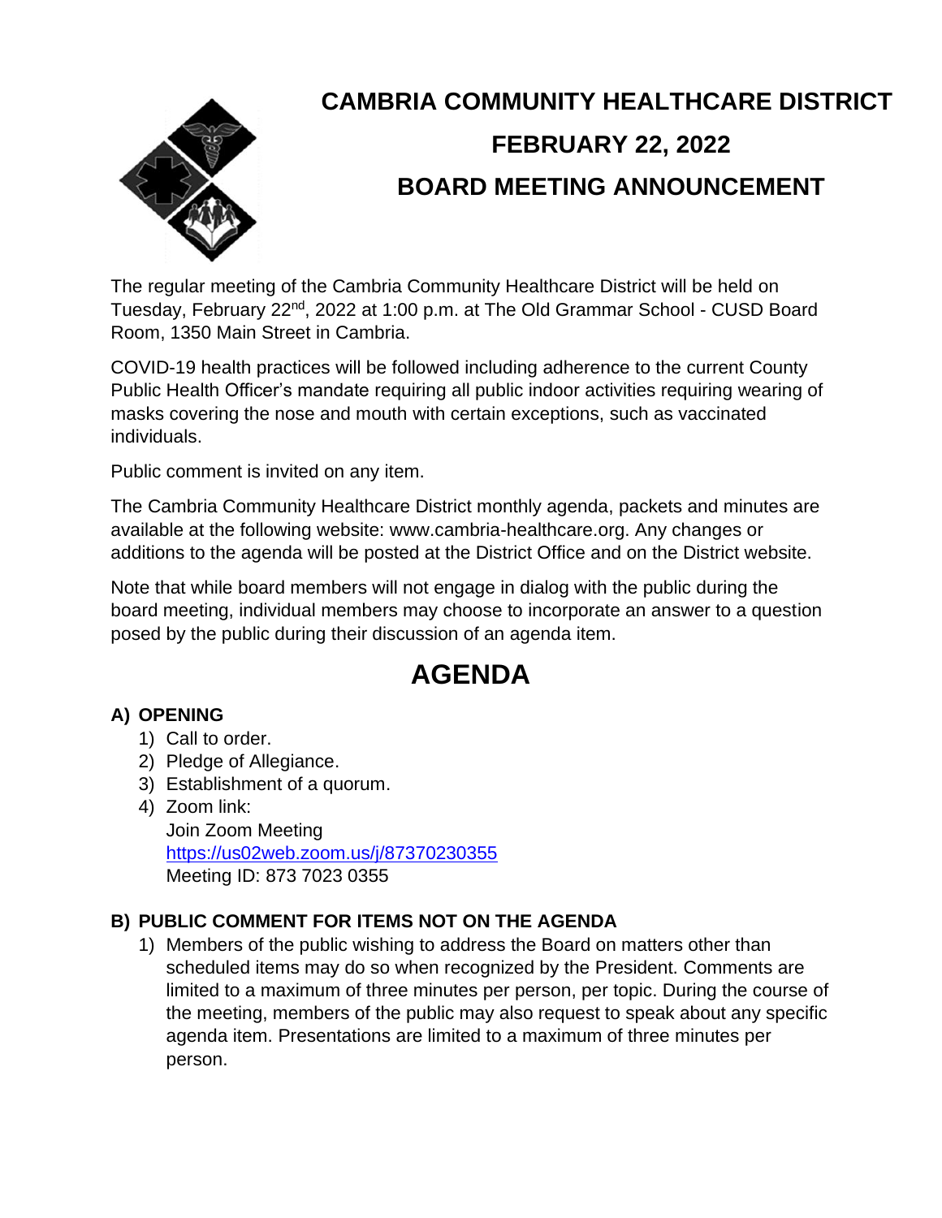# CAMBRIA COMMUNITY HEALTHCARE DISTRICT

## FEBRUARY 22, 2022

## BOARD MEETING ANNOUNCEMENT

The regular meeting of the Cambria Community Healthcare District will be held on Tuesday, February 22nd, 2022 at 1:00 p.m. at The Old Grammar School - CUSD Board Room, 1350 Main Street in Cambria.

COVID-19 health practices will be followed including adherence to the current County Public Health Officer's mandate requiring all public indoor activities requiring wearing of masks covering the nose and mouth with certain exceptions, such as vaccinated individuals.

Public comment is invited on any item.

The Cambria Community Healthcare District monthly agenda, packets and minutes are available at the following website: www.cambria-healthcare.org. Any changes or additions to the agenda will be posted at the District Office and on the District website.

Note that while board members will not engage in dialog with the public during the board meeting, individual members may choose to incorporate an answer to a question posed by the public during their discussion of an agenda item.

# AGENDA

**A) OPENING**

1) Call to order.
2) Pledge of Allegiance.
3) Establishment of a quorum.
4) Zoom link:
   Join Zoom Meeting
   https://us02web.zoom.us/j/87370230355
   Meeting ID: 873 7023 0355

**B) PUBLIC COMMENT FOR ITEMS NOT ON THE AGENDA**

1) Members of the public wishing to address the Board on matters other than scheduled items may do so when recognized by the President. Comments are limited to a maximum of three minutes per person, per topic. During the course of the meeting, members of the public may also request to speak about any specific agenda item. Presentations are limited to a maximum of three minutes per person.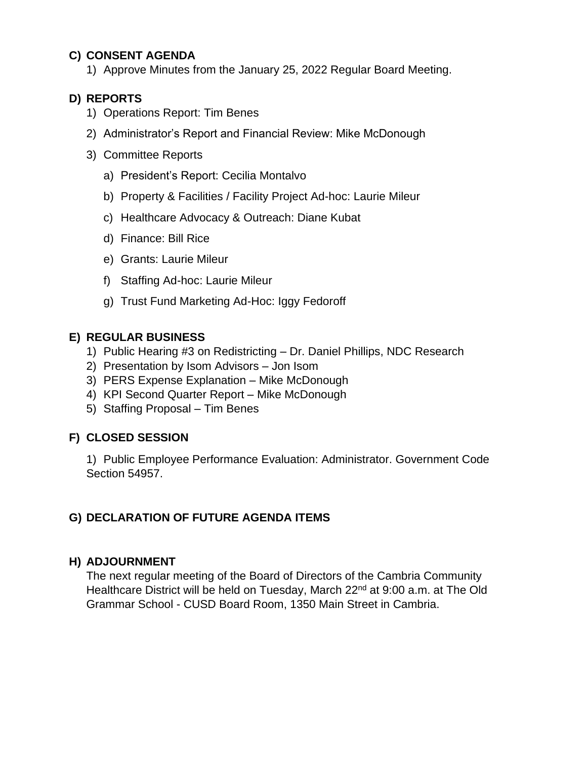## C) CONSENT AGENDA

1) Approve Minutes from the January 25, 2022 Regular Board Meeting.

## D) REPORTS

1) Operations Report: Tim Benes
2) Administrator's Report and Financial Review: Mike McDonough
3) Committee Reports
   a) President's Report: Cecilia Montalvo
   b) Property & Facilities / Facility Project Ad-hoc: Laurie Mileur
   c) Healthcare Advocacy & Outreach: Diane Kubat
   d) Finance: Bill Rice
   e) Grants: Laurie Mileur
   f) Staffing Ad-hoc: Laurie Mileur
   g) Trust Fund Marketing Ad-Hoc: Iggy Fedoroff

## E) REGULAR BUSINESS

1) Public Hearing #3 on Redistricting – Dr. Daniel Phillips, NDC Research
2) Presentation by Isom Advisors – Jon Isom
3) PERS Expense Explanation – Mike McDonough
4) KPI Second Quarter Report – Mike McDonough
5) Staffing Proposal – Tim Benes

## F) CLOSED SESSION

1) Public Employee Performance Evaluation: Administrator. Government Code Section 54957.

## G) DECLARATION OF FUTURE AGENDA ITEMS

## H) ADJOURNMENT

The next regular meeting of the Board of Directors of the Cambria Community Healthcare District will be held on Tuesday, March 22nd at 9:00 a.m. at The Old Grammar School - CUSD Board Room, 1350 Main Street in Cambria.